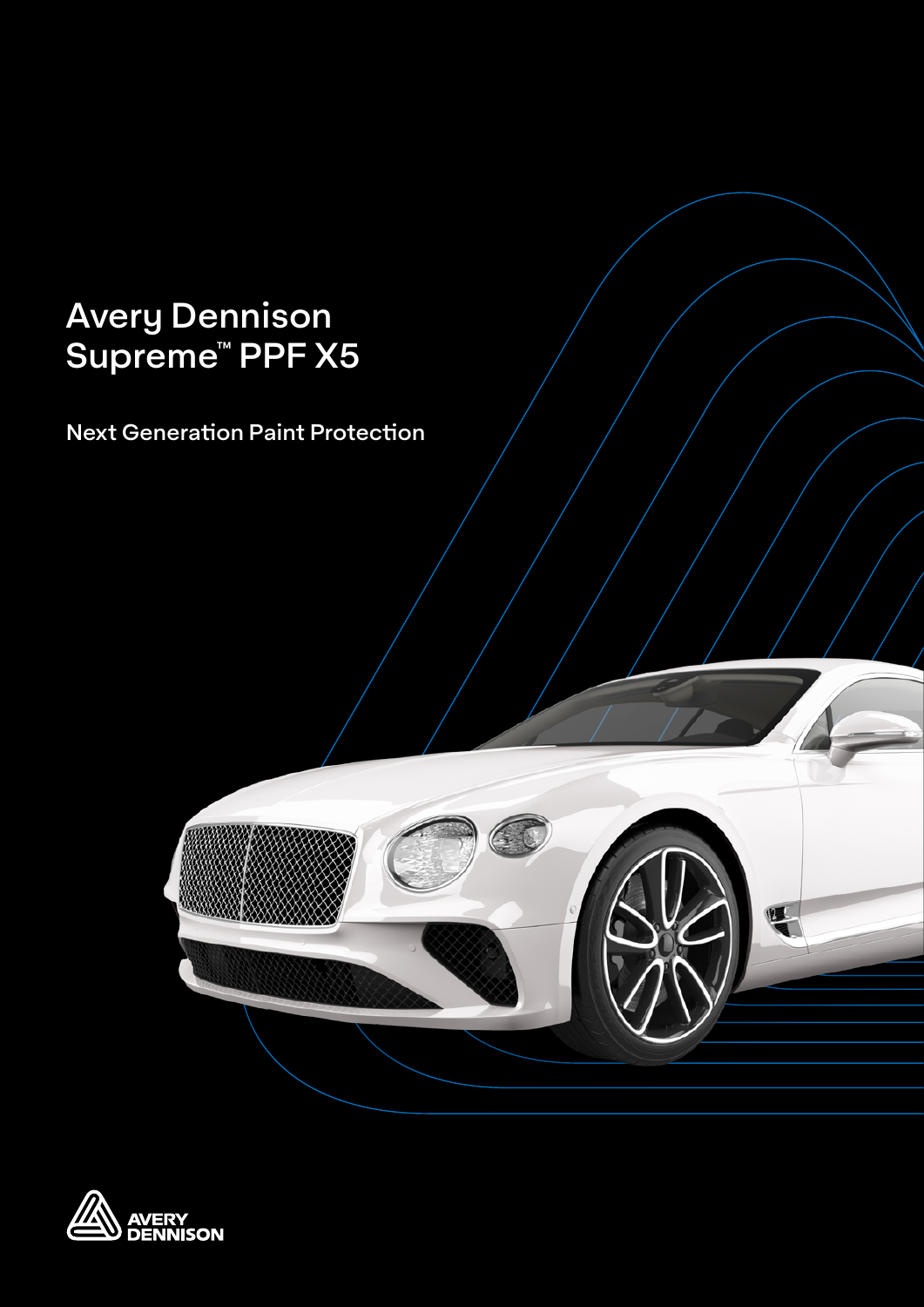# Avery Dennison Supreme™ PPF X5

## Next Generation Paint Protection

AVERY DENNISON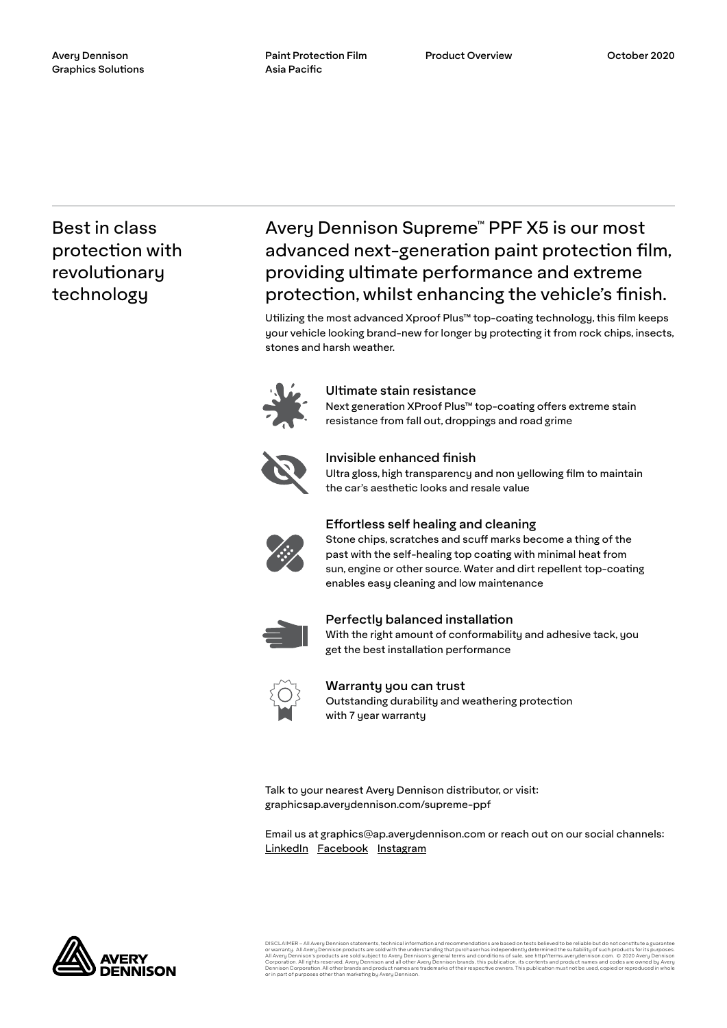Avery Dennison
Graphics Solutions

Paint Protection Film
Asia Pacific

Product Overview

October 2020

# Best in class protection with revolutionary technology

## Avery Dennison Supreme™ PPF X5 is our most advanced next-generation paint protection film, providing ultimate performance and extreme protection, whilst enhancing the vehicle's finish.

Utilizing the most advanced Xproof Plus™ top-coating technology, this film keeps your vehicle looking brand-new for longer by protecting it from rock chips, insects, stones and harsh weather.

### Ultimate stain resistance

Next generation XProof Plus™ top-coating offers extreme stain resistance from fall out, droppings and road grime

### Invisible enhanced finish

Ultra gloss, high transparency and non yellowing film to maintain the car's aesthetic looks and resale value

### Effortless self healing and cleaning

Stone chips, scratches and scuff marks become a thing of the past with the self-healing top coating with minimal heat from sun, engine or other source. Water and dirt repellent top-coating enables easy cleaning and low maintenance

### Perfectly balanced installation

With the right amount of conformability and adhesive tack, you get the best installation performance

### Warranty you can trust

Outstanding durability and weathering protection with 7 year warranty

Talk to your nearest Avery Dennison distributor, or visit:
graphicsap.averydennison.com/supreme-ppf

Email us at graphics@ap.averydennison.com or reach out on our social channels:
LinkedIn Facebook Instagram

DISCLAIMER – All Avery Dennison statements, technical information and recommendations are based on tests believed to be reliable but do not constitute a guarantee or warranty. All Avery Dennison products are sold with the understanding that purchaser has independently determined the suitability of such products for its purposes. All Avery Dennison's products are sold subject to Avery Dennison's general terms and conditions of sale, see http//terms.averydennison.com. © 2020 Avery Dennison Corporation. All rights reserved. Avery Dennison and all other Avery Dennison brands, this publication, its contents and product names and codes are owned by Avery Dennison Corporation. All other brands and product names are trademarks of their respective owners. This publication must not be used, copied or reproduced in whole or in part of purposes other than marketing by Avery Dennison.